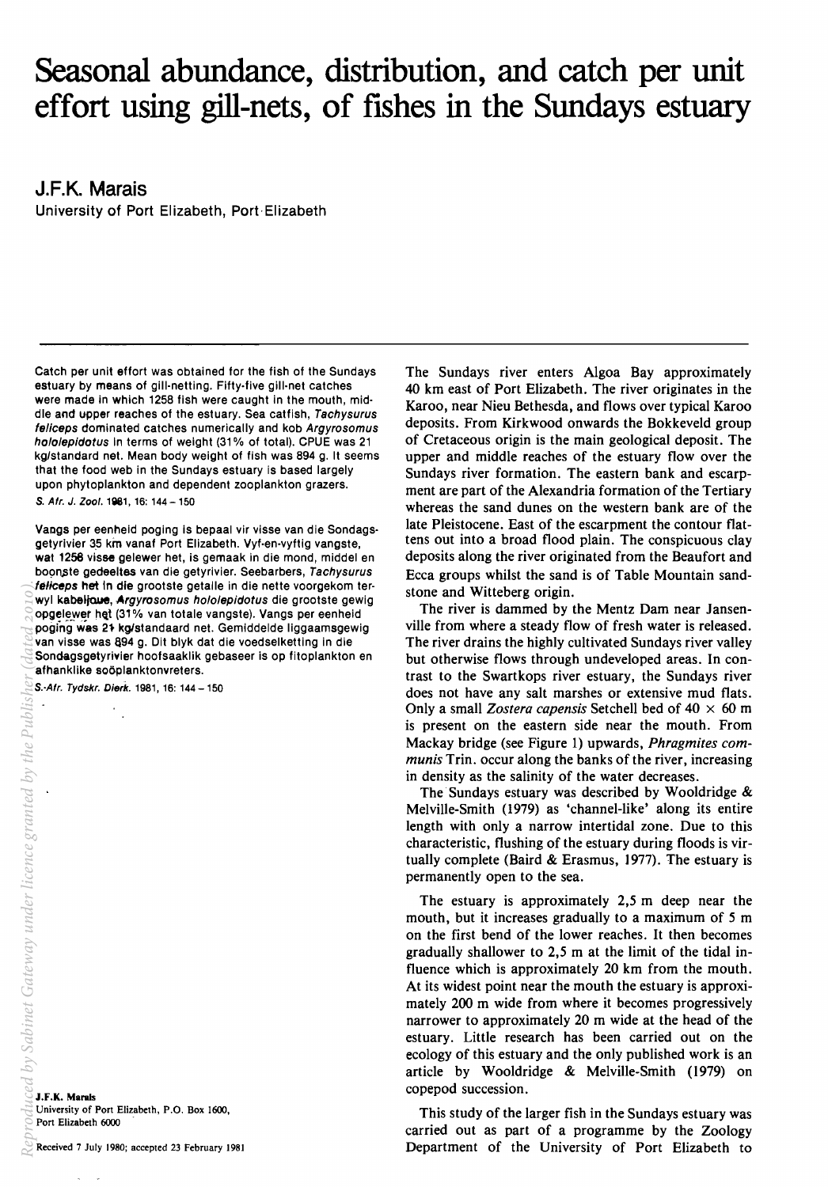# Seasonal abundance, distribution, and catch per unit effort using gill-nets, of fishes in the Sundays estuary

**J.F.K. Marais**

University of Port Elizabeth, Port Elizabeth

Catch per unit effort was obtained for the fish of the Sundays estuary by means of gill-netting. Fifty-five gill-net catches were made in which 1258 fish were caught in the mouth, middle and upper reaches of the estuary. Sea catfish, *Tachysurus feliceps* dominated catches numerically and kob *Argyrosomus hololepidotus* in terms of weight (31% of total). CPUE was 21 kg/standard net. Mean body weight of fish was 894 g. It seems that the food web in the Sundays estuary is based largely upon phytoplankton and dependent zooplankton grazers.

*S. Afr. J. Zool.* 1981, 16: 144 – 150

Vangs per eenheid poging is bepaal vir visse van die Sondagsgetyrivier 35 km vanaf Port Elizabeth. Vyf-en-vyftig vangste, wat 1258 visse gelewer het, is gemaak in die mond, middel en boonste gedeeltes van die getyrivier. Seebarbers, *Tachysurus feliceps* het in die grootste getalle in die nette voorgekom terwyl kabeljoue, *Argyrosomus hololepidotus* die grootste gewig opgelewer het (31% van totale vangste). Vangs per eenheid poging was 21 kg/standaard net. Gemiddelde liggaamsgewig van visse was 894 g. Dit blyk dat die voedselketting in die Sondagsgetyrivier hoofsaaklik gebaseer is op fitoplankton en afhanklike soöplanktonvreters.

*S.-Afr. Tydskr. Dierk.* 1981, 16: 144 – 150

**J.F.K. Marais**
University of Port Elizabeth, P.O. Box 1600, Port Elizabeth 6000

Received 7 July 1980; accepted 23 February 1981

The Sundays river enters Algoa Bay approximately 40 km east of Port Elizabeth. The river originates in the Karoo, near Nieu Bethesda, and flows over typical Karoo deposits. From Kirkwood onwards the Bokkeveld group of Cretaceous origin is the main geological deposit. The upper and middle reaches of the estuary flow over the Sundays river formation. The eastern bank and escarpment are part of the Alexandria formation of the Tertiary whereas the sand dunes on the western bank are of the late Pleistocene. East of the escarpment the contour flattens out into a broad flood plain. The conspicuous clay deposits along the river originated from the Beaufort and Ecca groups whilst the sand is of Table Mountain sandstone and Witteberg origin.

The river is dammed by the Mentz Dam near Jansenville from where a steady flow of fresh water is released. The river drains the highly cultivated Sundays river valley but otherwise flows through undeveloped areas. In contrast to the Swartkops river estuary, the Sundays river does not have any salt marshes or extensive mud flats. Only a small *Zostera capensis* Setchell bed of 40 × 60 m is present on the eastern side near the mouth. From Mackay bridge (see Figure 1) upwards, *Phragmites communis* Trin. occur along the banks of the river, increasing in density as the salinity of the water decreases.

The Sundays estuary was described by Wooldridge & Melville-Smith (1979) as 'channel-like' along its entire length with only a narrow intertidal zone. Due to this characteristic, flushing of the estuary during floods is virtually complete (Baird & Erasmus, 1977). The estuary is permanently open to the sea.

The estuary is approximately 2,5 m deep near the mouth, but it increases gradually to a maximum of 5 m on the first bend of the lower reaches. It then becomes gradually shallower to 2,5 m at the limit of the tidal influence which is approximately 20 km from the mouth. At its widest point near the mouth the estuary is approximately 200 m wide from where it becomes progressively narrower to approximately 20 m wide at the head of the estuary. Little research has been carried out on the ecology of this estuary and the only published work is an article by Wooldridge & Melville-Smith (1979) on copepod succession.

This study of the larger fish in the Sundays estuary was carried out as part of a programme by the Zoology Department of the University of Port Elizabeth to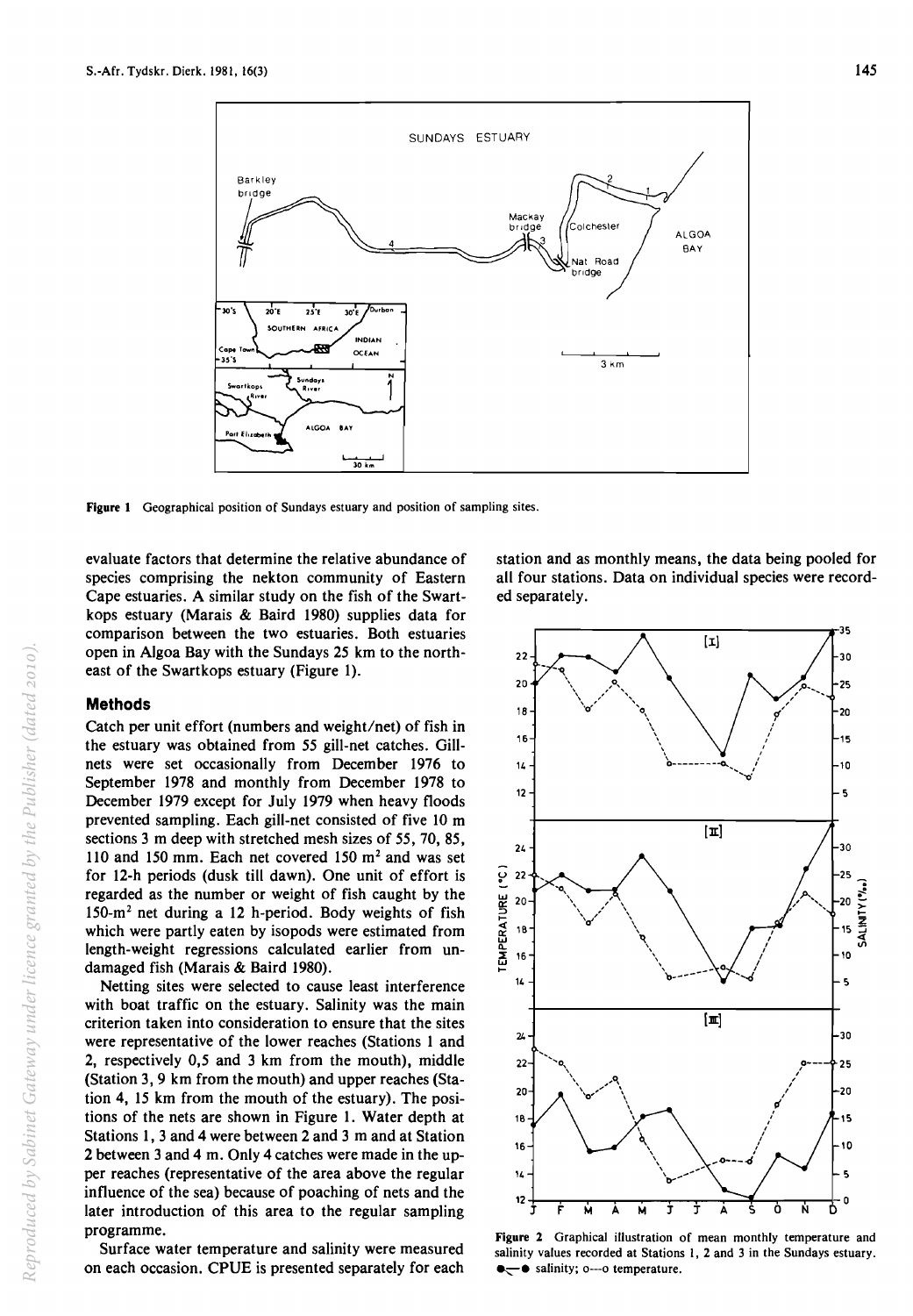Figure 1 Geographical position of Sundays estuary and position of sampling sites.

evaluate factors that determine the relative abundance of species comprising the nekton community of Eastern Cape estuaries. A similar study on the fish of the Swartkops estuary (Marais & Baird 1980) supplies data for comparison between the two estuaries. Both estuaries open in Algoa Bay with the Sundays 25 km to the north-east of the Swartkops estuary (Figure 1).

## Methods

Catch per unit effort (numbers and weight/net) of fish in the estuary was obtained from 55 gill-net catches. Gill-nets were set occasionally from December 1976 to September 1978 and monthly from December 1978 to December 1979 except for July 1979 when heavy floods prevented sampling. Each gill-net consisted of five 10 m sections 3 m deep with stretched mesh sizes of 55, 70, 85, 110 and 150 mm. Each net covered 150 m$^2$ and was set for 12-h periods (dusk till dawn). One unit of effort is regarded as the number or weight of fish caught by the 150-m$^2$ net during a 12 h-period. Body weights of fish which were partly eaten by isopods were estimated from length-weight regressions calculated earlier from undamaged fish (Marais & Baird 1980).

Netting sites were selected to cause least interference with boat traffic on the estuary. Salinity was the main criterion taken into consideration to ensure that the sites were representative of the lower reaches (Stations 1 and 2, respectively 0,5 and 3 km from the mouth), middle (Station 3, 9 km from the mouth) and upper reaches (Station 4, 15 km from the mouth of the estuary). The positions of the nets are shown in Figure 1. Water depth at Stations 1, 3 and 4 were between 2 and 3 m and at Station 2 between 3 and 4 m. Only 4 catches were made in the upper reaches (representative of the area above the regular influence of the sea) because of poaching of nets and the later introduction of this area to the regular sampling programme.

Surface water temperature and salinity were measured on each occasion. CPUE is presented separately for each station and as monthly means, the data being pooled for all four stations. Data on individual species were recorded separately.

Figure 2 Graphical illustration of mean monthly temperature and salinity values recorded at Stations 1, 2 and 3 in the Sundays estuary. ●—● salinity; o---o temperature.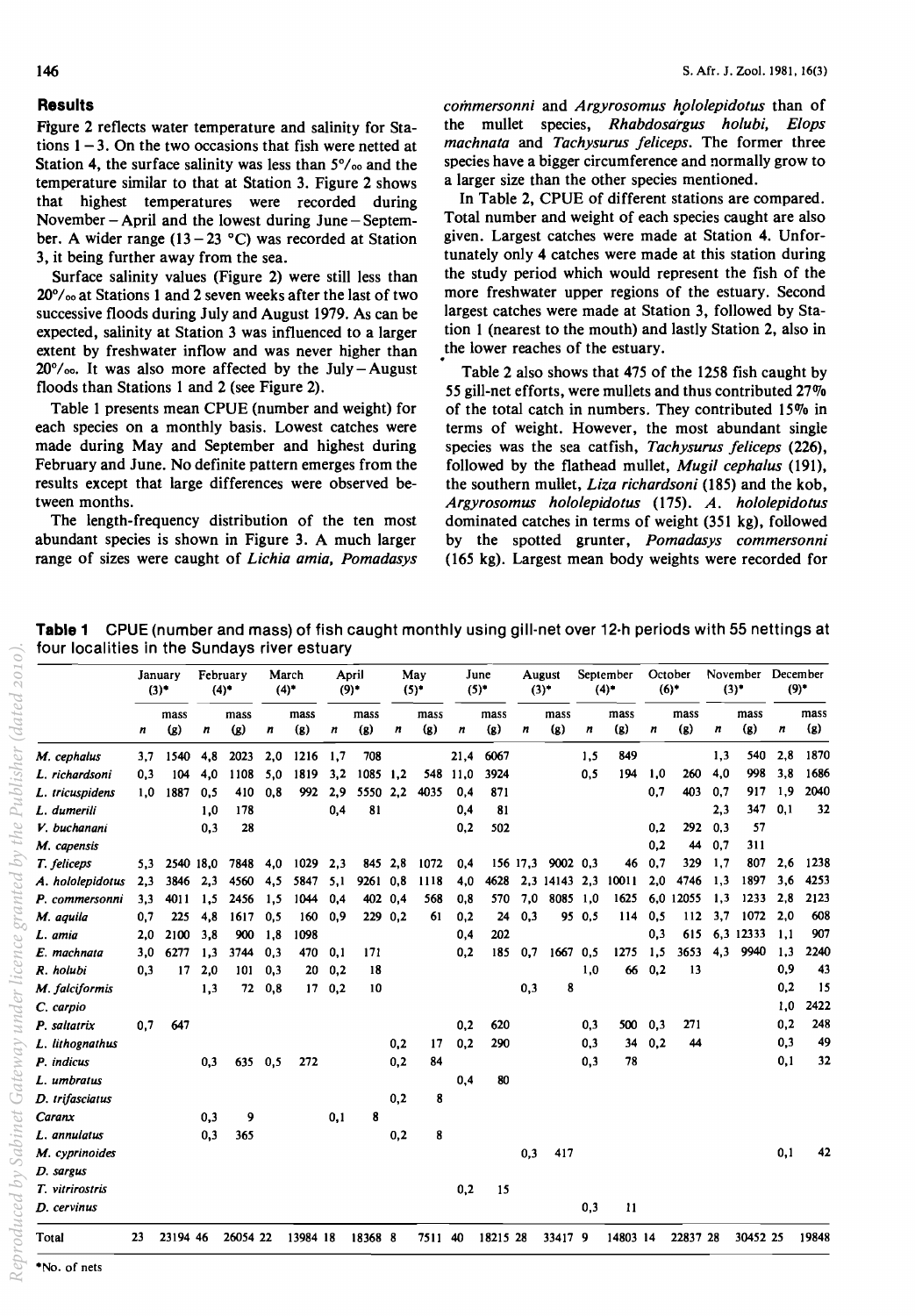## Results

Figure 2 reflects water temperature and salinity for Stations 1 – 3. On the two occasions that fish were netted at Station 4, the surface salinity was less than 5‰ and the temperature similar to that at Station 3. Figure 2 shows that highest temperatures were recorded during November – April and the lowest during June – September. A wider range (13 – 23 °C) was recorded at Station 3, it being further away from the sea.

Surface salinity values (Figure 2) were still less than 20‰ at Stations 1 and 2 seven weeks after the last of two successive floods during July and August 1979. As can be expected, salinity at Station 3 was influenced to a larger extent by freshwater inflow and was never higher than 20‰. It was also more affected by the July – August floods than Stations 1 and 2 (see Figure 2).

Table 1 presents mean CPUE (number and weight) for each species on a monthly basis. Lowest catches were made during May and September and highest during February and June. No definite pattern emerges from the results except that large differences were observed between months.

The length-frequency distribution of the ten most abundant species is shown in Figure 3. A much larger range of sizes were caught of *Lichia amia*, *Pomadasys commersonni* and *Argyrosomus hololepidotus* than of the mullet species, *Rhabdosargus holubi*, *Elops machnata* and *Tachysurus feliceps*. The former three species have a bigger circumference and normally grow to a larger size than the other species mentioned.

In Table 2, CPUE of different stations are compared. Total number and weight of each species caught are also given. Largest catches were made at Station 4. Unfortunately only 4 catches were made at this station during the study period which would represent the fish of the more freshwater upper regions of the estuary. Second largest catches were made at Station 3, followed by Station 1 (nearest to the mouth) and lastly Station 2, also in the lower reaches of the estuary.

Table 2 also shows that 475 of the 1258 fish caught by 55 gill-net efforts, were mullets and thus contributed 27% of the total catch in numbers. They contributed 15% in terms of weight. However, the most abundant single species was the sea catfish, *Tachysurus feliceps* (226), followed by the flathead mullet, *Mugil cephalus* (191), the southern mullet, *Liza richardsoni* (185) and the kob, *Argyrosomus hololepidotus* (175). *A. hololepidotus* dominated catches in terms of weight (351 kg), followed by the spotted grunter, *Pomadasys commersonni* (165 kg). Largest mean body weights were recorded for

**Table 1** CPUE (number and mass) of fish caught monthly using gill-net over 12-h periods with 55 nettings at four localities in the Sundays river estuary

| | January (3)* | | February (4)* | | March (4)* | | April (9)* | | May (5)* | | June (5)* | | August (3)* | | September (4)* | | October (6)* | | November (3)* | | December (9)* | |
|---|---|---|---|---|---|---|---|---|---|---|---|---|---|---|---|---|---|---|---|---|---|---|
| | *n* | mass (g) | *n* | mass (g) | *n* | mass (g) | *n* | mass (g) | *n* | mass (g) | *n* | mass (g) | *n* | mass (g) | *n* | mass (g) | *n* | mass (g) | *n* | mass (g) | *n* | mass (g) |
| *M. cephalus* | 3,7 | 1540 | 4,8 | 2023 | 2,0 | 1216 | 1,7 | 708 | | | 21,4 | 6067 | | | 1,5 | 849 | | | 1,3 | 540 | 2,8 | 1870 |
| *L. richardsoni* | 0,3 | 104 | 4,0 | 1108 | 5,0 | 1819 | 3,2 | 1085 | 1,2 | 548 | 11,0 | 3924 | | | 0,5 | 194 | 1,0 | 260 | 4,0 | 998 | 3,8 | 1686 |
| *L. tricuspidens* | 1,0 | 1887 | 0,5 | 410 | 0,8 | 992 | 2,9 | 5550 | 2,2 | 4035 | 0,4 | 871 | | | | | 0,7 | 403 | 0,7 | 917 | 1,9 | 2040 |
| *L. dumerili* | | | 1,0 | 178 | | | 0,4 | 81 | | | 0,4 | 81 | | | | | | | 2,3 | 347 | 0,1 | 32 |
| *V. buchanani* | | | 0,3 | 28 | | | | | | | 0,2 | 502 | | | | | 0,2 | 292 | 0,3 | 57 | | |
| *M. capensis* | | | | | | | | | | | | | | | | | 0,2 | 44 | 0,7 | 311 | | |
| *T. feliceps* | 5,3 | 2540 | 18,0 | 7848 | 4,0 | 1029 | 2,3 | 845 | 2,8 | 1072 | 0,4 | 156 | 17,3 | 9002 | 0,3 | 46 | 0,7 | 329 | 1,7 | 807 | 2,6 | 1238 |
| *A. hololepidotus* | 2,3 | 3846 | 2,3 | 4560 | 4,5 | 5847 | 5,1 | 9261 | 0,8 | 1118 | 4,0 | 4628 | 2,3 | 14143 | 2,3 | 10011 | 2,0 | 4746 | 1,3 | 1897 | 3,6 | 4253 |
| *P. commersonni* | 3,3 | 4011 | 1,5 | 2456 | 1,5 | 1044 | 0,4 | 402 | 0,4 | 568 | 0,8 | 570 | 7,0 | 8085 | 1,0 | 1625 | 6,0 | 12055 | 1,3 | 1233 | 2,8 | 2123 |
| *M. aquila* | 0,7 | 225 | 4,8 | 1617 | 0,5 | 160 | 0,9 | 229 | 0,2 | 61 | 0,2 | 24 | 0,3 | 95 | 0,5 | 114 | 0,5 | 112 | 3,7 | 1072 | 2,0 | 608 |
| *L. amia* | 2,0 | 2100 | 3,8 | 900 | 1,8 | 1098 | | | | | 0,4 | 202 | | | | | 0,3 | 615 | 6,3 | 12333 | 1,1 | 907 |
| *E. machnata* | 3,0 | 6277 | 1,3 | 3744 | 0,3 | 470 | 0,1 | 171 | | | 0,2 | 185 | 0,7 | 1667 | 0,5 | 1275 | 1,5 | 3653 | 4,3 | 9940 | 1,3 | 2240 |
| *R. holubi* | 0,3 | 17 | 2,0 | 101 | 0,3 | 20 | 0,2 | 18 | | | | | | | 1,0 | 66 | 0,2 | 13 | | | 0,9 | 43 |
| *M. falciformis* | | | 1,3 | 72 | 0,8 | 17 | 0,2 | 10 | | | | | 0,3 | 8 | | | | | | | 0,2 | 15 |
| *C. carpio* | | | | | | | | | | | | | | | | | | | | | 1,0 | 2422 |
| *P. saltatrix* | 0,7 | 647 | | | | | | | | | 0,2 | 620 | | | 0,3 | 500 | 0,3 | 271 | | | 0,2 | 248 |
| *L. lithognathus* | | | | | | | | | 0,2 | 17 | 0,2 | 290 | | | 0,3 | 34 | 0,2 | 44 | | | 0,3 | 49 |
| *P. indicus* | | | 0,3 | 635 | 0,5 | 272 | | | 0,2 | 84 | | | | | 0,3 | 78 | | | | | 0,1 | 32 |
| *L. umbratus* | | | | | | | | | | | 0,4 | 80 | | | | | | | | | | |
| *D. trifasciatus* | | | | | | | | | 0,2 | 8 | | | | | | | | | | | | |
| *Caranx* | | | 0,3 | 9 | | | 0,1 | 8 | | | | | | | | | | | | | | |
| *L. annulatus* | | | 0,3 | 365 | | | | | 0,2 | 8 | | | | | | | | | | | | |
| *M. cyprinoides* | | | | | | | | | | | | | 0,3 | 417 | | | | | | | 0,1 | 42 |
| *D. sargus* | | | | | | | | | | | | | | | | | | | | | | |
| *T. vitrirostris* | | | | | | | | | | | 0,2 | 15 | | | | | | | | | | |
| *D. cervinus* | | | | | | | | | | | | | | | 0,3 | 11 | | | | | | |
| Total | 23 | 23194 | 46 | 26054 | 22 | 13984 | 18 | 18368 | 8 | 7511 | 40 | 18215 | 28 | 33417 | 9 | 14803 | 14 | 22837 | 28 | 30452 | 25 | 19848 |

*No. of nets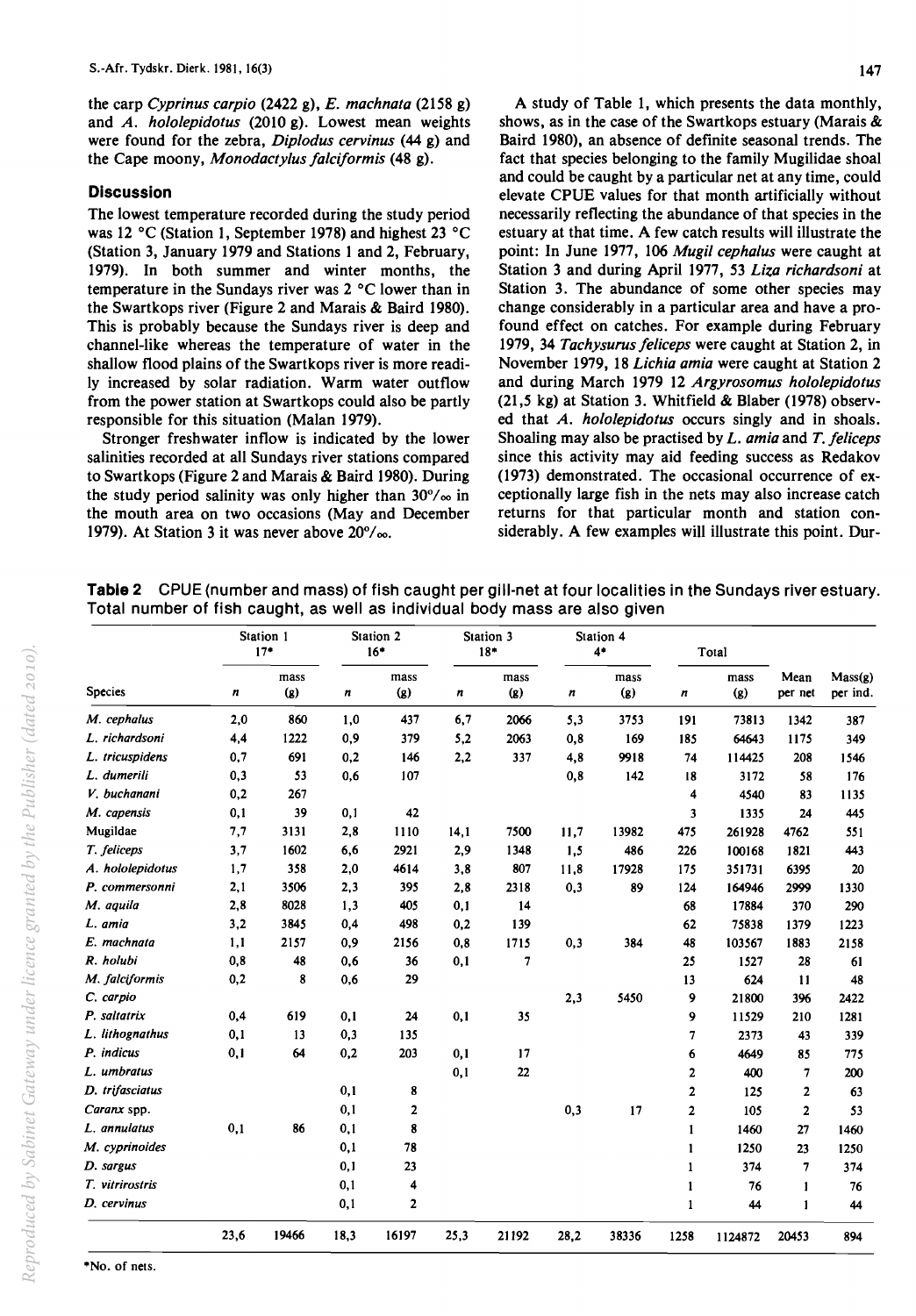the carp *Cyprinus carpio* (2422 g), *E. machnata* (2158 g) and *A. hololepidotus* (2010 g). Lowest mean weights were found for the zebra, *Diplodus cervinus* (44 g) and the Cape moony, *Monodactylus falciformis* (48 g).

## Discussion

The lowest temperature recorded during the study period was 12 °C (Station 1, September 1978) and highest 23 °C (Station 3, January 1979 and Stations 1 and 2, February, 1979). In both summer and winter months, the temperature in the Sundays river was 2 °C lower than in the Swartkops river (Figure 2 and Marais & Baird 1980). This is probably because the Sundays river is deep and channel-like whereas the temperature of water in the shallow flood plains of the Swartkops river is more readily increased by solar radiation. Warm water outflow from the power station at Swartkops could also be partly responsible for this situation (Malan 1979).

Stronger freshwater inflow is indicated by the lower salinities recorded at all Sundays river stations compared to Swartkops (Figure 2 and Marais & Baird 1980). During the study period salinity was only higher than 30‰ in the mouth area on two occasions (May and December 1979). At Station 3 it was never above 20‰.

A study of Table 1, which presents the data monthly, shows, as in the case of the Swartkops estuary (Marais & Baird 1980), an absence of definite seasonal trends. The fact that species belonging to the family Mugilidae shoal and could be caught by a particular net at any time, could elevate CPUE values for that month artificially without necessarily reflecting the abundance of that species in the estuary at that time. A few catch results will illustrate the point: In June 1977, 106 *Mugil cephalus* were caught at Station 3 and during April 1977, 53 *Liza richardsoni* at Station 3. The abundance of some other species may change considerably in a particular area and have a profound effect on catches. For example during February 1979, 34 *Tachysurus feliceps* were caught at Station 2, in November 1979, 18 *Lichia amia* were caught at Station 2 and during March 1979 12 *Argyrosomus hololepidotus* (21,5 kg) at Station 3. Whitfield & Blaber (1978) observed that *A. hololepidotus* occurs singly and in shoals. Shoaling may also be practised by *L. amia* and *T. feliceps* since this activity may aid feeding success as Redakov (1973) demonstrated. The occasional occurrence of exceptionally large fish in the nets may also increase catch returns for that particular month and station considerably. A few examples will illustrate this point. Dur-

**Table 2** CPUE (number and mass) of fish caught per gill-net at four localities in the Sundays river estuary. Total number of fish caught, as well as individual body mass are also given

| | Station 1 17* | | Station 2 16* | | Station 3 18* | | Station 4 4* | | Total | | | |
|---|---|---|---|---|---|---|---|---|---|---|---|---|
| Species | *n* | mass (g) | *n* | mass (g) | *n* | mass (g) | *n* | mass (g) | *n* | mass (g) | Mean per net | Mass(g) per ind. |
| *M. cephalus* | 2,0 | 860 | 1,0 | 437 | 6,7 | 2066 | 5,3 | 3753 | 191 | 73813 | 1342 | 387 |
| *L. richardsoni* | 4,4 | 1222 | 0,9 | 379 | 5,2 | 2063 | 0,8 | 169 | 185 | 64643 | 1175 | 349 |
| *L. tricuspidens* | 0,7 | 691 | 0,2 | 146 | 2,2 | 337 | 4,8 | 9918 | 74 | 114425 | 208 | 1546 |
| *L. dumerili* | 0,3 | 53 | 0,6 | 107 | | | 0,8 | 142 | 18 | 3172 | 58 | 176 |
| *V. buchanani* | 0,2 | 267 | | | | | | | 4 | 4540 | 83 | 1135 |
| *M. capensis* | 0,1 | 39 | 0,1 | 42 | | | | | 3 | 1335 | 24 | 445 |
| Mugilidae | 7,7 | 3131 | 2,8 | 1110 | 14,1 | 7500 | 11,7 | 13982 | 475 | 261928 | 4762 | 551 |
| *T. feliceps* | 3,7 | 1602 | 6,6 | 2921 | 2,9 | 1348 | 1,5 | 486 | 226 | 100168 | 1821 | 443 |
| *A. hololepidotus* | 1,7 | 358 | 2,0 | 4614 | 3,8 | 807 | 11,8 | 17928 | 175 | 351731 | 6395 | 20 |
| *P. commersonni* | 2,1 | 3506 | 2,3 | 395 | 2,8 | 2318 | 0,3 | 89 | 124 | 164946 | 2999 | 1330 |
| *M. aquila* | 2,8 | 8028 | 1,3 | 405 | 0,1 | 14 | | | 68 | 17884 | 370 | 290 |
| *L. amia* | 3,2 | 3845 | 0,4 | 498 | 0,2 | 139 | | | 62 | 75838 | 1379 | 1223 |
| *E. machnata* | 1,1 | 2157 | 0,9 | 2156 | 0,8 | 1715 | 0,3 | 384 | 48 | 103567 | 1883 | 2158 |
| *R. holubi* | 0,8 | 48 | 0,6 | 36 | 0,1 | 7 | | | 25 | 1527 | 28 | 61 |
| *M. falciformis* | 0,2 | 8 | 0,6 | 29 | | | | | 13 | 624 | 11 | 48 |
| *C. carpio* | | | | | | | 2,3 | 5450 | 9 | 21800 | 396 | 2422 |
| *P. saltatrix* | 0,4 | 619 | 0,1 | 24 | 0,1 | 35 | | | 9 | 11529 | 210 | 1281 |
| *L. lithognathus* | 0,1 | 13 | 0,3 | 135 | | | | | 7 | 2373 | 43 | 339 |
| *P. indicus* | 0,1 | 64 | 0,2 | 203 | 0,1 | 17 | | | 6 | 4649 | 85 | 775 |
| *L. umbratus* | | | | | 0,1 | 22 | | | 2 | 400 | 7 | 200 |
| *D. trifasciatus* | | | 0,1 | 8 | | | | | 2 | 125 | 2 | 63 |
| *Caranx* spp. | | | 0,1 | 2 | | | 0,3 | 17 | 2 | 105 | 2 | 53 |
| *L. annulatus* | 0,1 | 86 | 0,1 | 8 | | | | | 1 | 1460 | 27 | 1460 |
| *M. cyprinoides* | | | 0,1 | 78 | | | | | 1 | 1250 | 23 | 1250 |
| *D. sargus* | | | 0,1 | 23 | | | | | 1 | 374 | 7 | 374 |
| *T. vitrirostris* | | | 0,1 | 4 | | | | | 1 | 76 | 1 | 76 |
| *D. cervinus* | | | 0,1 | 2 | | | | | 1 | 44 | 1 | 44 |
| | 23,6 | 19466 | 18,3 | 16197 | 25,3 | 21192 | 28,2 | 38336 | 1258 | 1124872 | 20453 | 894 |

*No. of nets.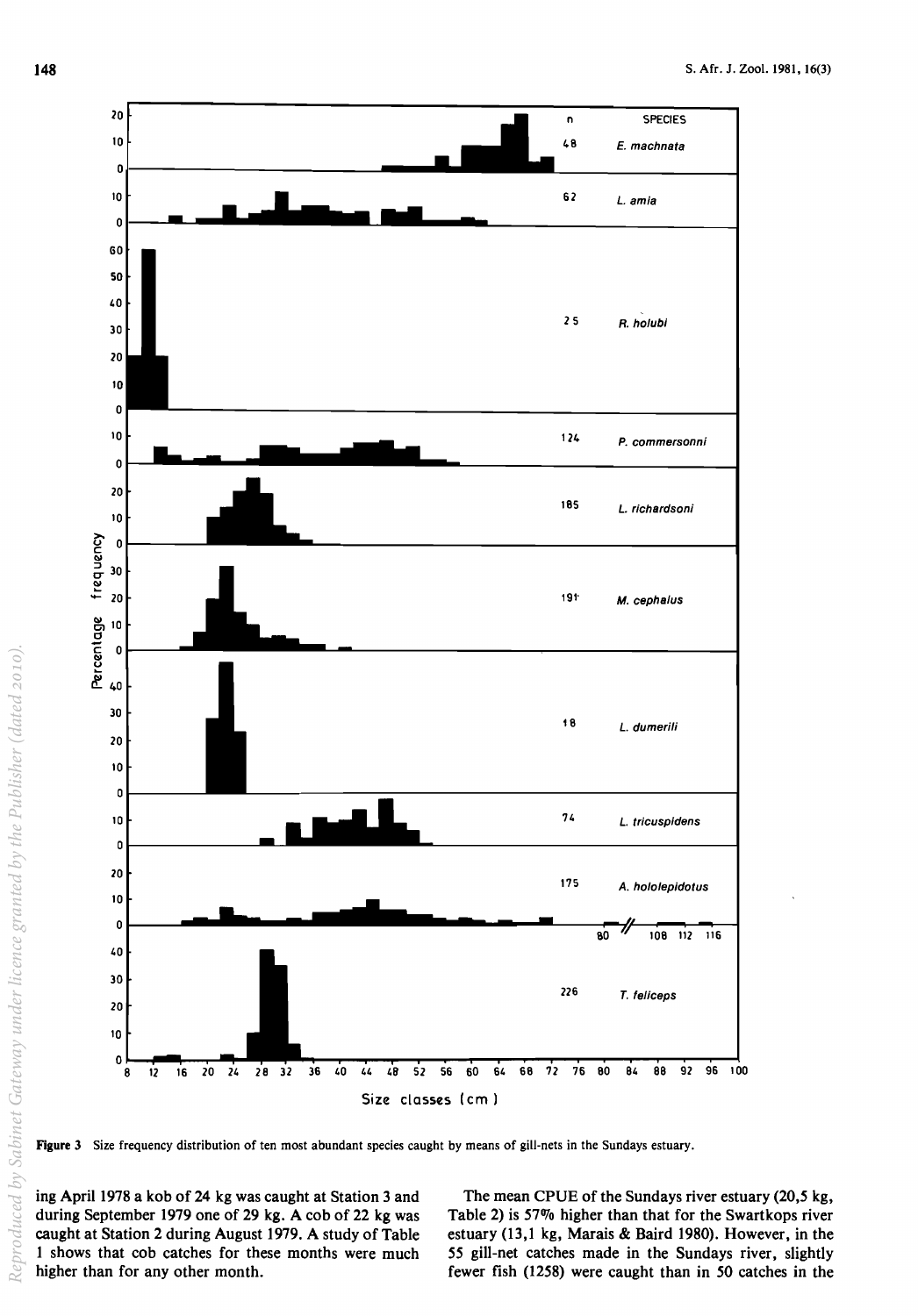Figure 3 Size frequency distribution of ten most abundant species caught by means of gill-nets in the Sundays estuary.

ing April 1978 a kob of 24 kg was caught at Station 3 and during September 1979 one of 29 kg. A cob of 22 kg was caught at Station 2 during August 1979. A study of Table 1 shows that cob catches for these months were much higher than for any other month.

The mean CPUE of the Sundays river estuary (20,5 kg, Table 2) is 57% higher than that for the Swartkops river estuary (13,1 kg, Marais & Baird 1980). However, in the 55 gill-net catches made in the Sundays river, slightly fewer fish (1258) were caught than in 50 catches in the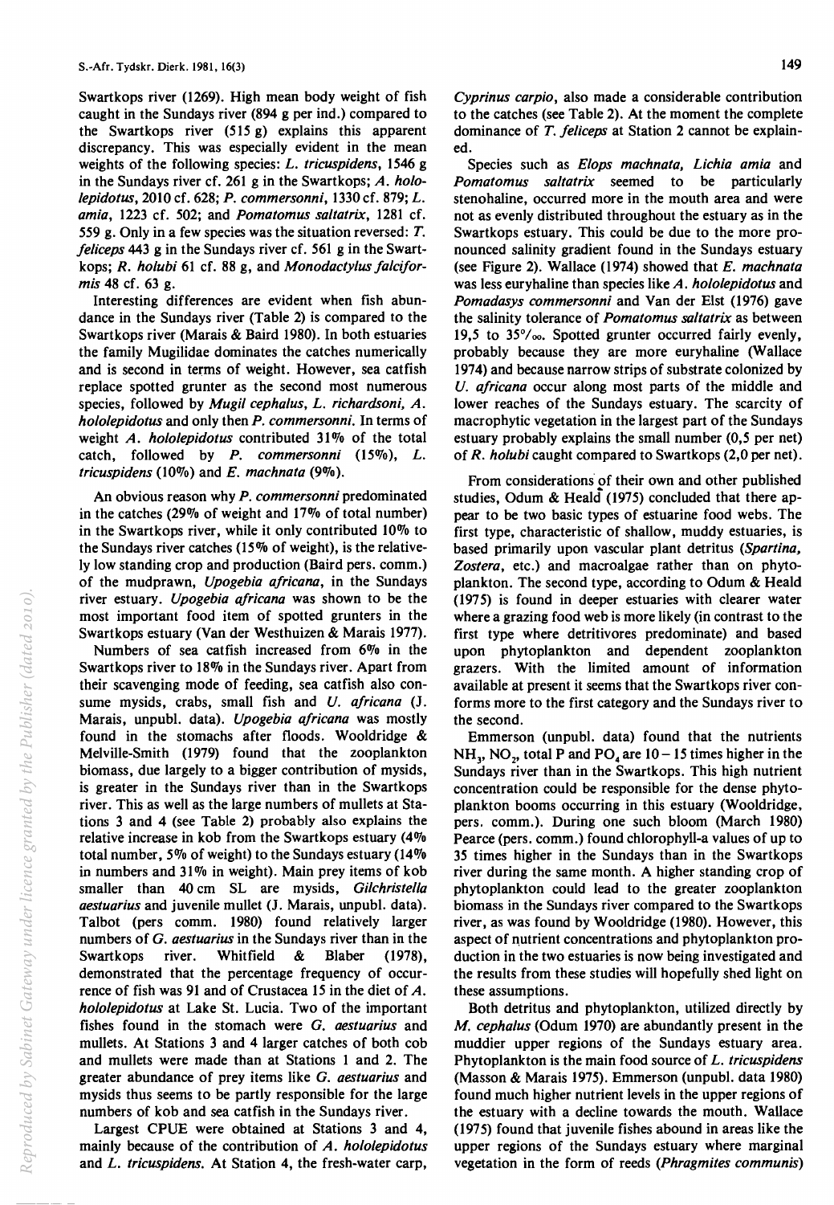Swartkops river (1269). High mean body weight of fish caught in the Sundays river (894 g per ind.) compared to the Swartkops river (515 g) explains this apparent discrepancy. This was especially evident in the mean weights of the following species: *L. tricuspidens*, 1546 g in the Sundays river cf. 261 g in the Swartkops; *A. hololepidotus*, 2010 cf. 628; *P. commersonni*, 1330 cf. 879; *L. amia*, 1223 cf. 502; and *Pomatomus saltatrix*, 1281 cf. 559 g. Only in a few species was the situation reversed: *T. feliceps* 443 g in the Sundays river cf. 561 g in the Swartkops; *R. holubi* 61 cf. 88 g, and *Monodactylus falciformis* 48 cf. 63 g.

Interesting differences are evident when fish abundance in the Sundays river (Table 2) is compared to the Swartkops river (Marais & Baird 1980). In both estuaries the family Mugilidae dominates the catches numerically and is second in terms of weight. However, sea catfish replace spotted grunter as the second most numerous species, followed by *Mugil cephalus*, *L. richardsoni*, *A. hololepidotus* and only then *P. commersonni*. In terms of weight *A. hololepidotus* contributed 31% of the total catch, followed by *P. commersonni* (15%), *L. tricuspidens* (10%) and *E. machnata* (9%).

An obvious reason why *P. commersonni* predominated in the catches (29% of weight and 17% of total number) in the Swartkops river, while it only contributed 10% to the Sundays river catches (15% of weight), is the relatively low standing crop and production (Baird pers. comm.) of the mudprawn, *Upogebia africana*, in the Sundays river estuary. *Upogebia africana* was shown to be the most important food item of spotted grunters in the Swartkops estuary (Van der Westhuizen & Marais 1977).

Numbers of sea catfish increased from 6% in the Swartkops river to 18% in the Sundays river. Apart from their scavenging mode of feeding, sea catfish also consume mysids, crabs, small fish and *U. africana* (J. Marais, unpubl. data). *Upogebia africana* was mostly found in the stomachs after floods. Wooldridge & Melville-Smith (1979) found that the zooplankton biomass, due largely to a bigger contribution of mysids, is greater in the Sundays river than in the Swartkops river. This as well as the large numbers of mullets at Stations 3 and 4 (see Table 2) probably also explains the relative increase in kob from the Swartkops estuary (4% total number, 5% of weight) to the Sundays estuary (14% in numbers and 31% in weight). Main prey items of kob smaller than 40 cm SL are mysids, *Gilchristella aestuarius* and juvenile mullet (J. Marais, unpubl. data). Talbot (pers comm. 1980) found relatively larger numbers of *G. aestuarius* in the Sundays river than in the Swartkops river. Whitfield & Blaber (1978), demonstrated that the percentage frequency of occurrence of fish was 91 and of Crustacea 15 in the diet of *A. hololepidotus* at Lake St. Lucia. Two of the important fishes found in the stomach were *G. aestuarius* and mullets. At Stations 3 and 4 larger catches of both cob and mullets were made than at Stations 1 and 2. The greater abundance of prey items like *G. aestuarius* and mysids thus seems to be partly responsible for the large numbers of kob and sea catfish in the Sundays river.

Largest CPUE were obtained at Stations 3 and 4, mainly because of the contribution of *A. hololepidotus* and *L. tricuspidens*. At Station 4, the fresh-water carp, *Cyprinus carpio*, also made a considerable contribution to the catches (see Table 2). At the moment the complete dominance of *T. feliceps* at Station 2 cannot be explained.

Species such as *Elops machnata*, *Lichia amia* and *Pomatomus saltatrix* seemed to be particularly stenohaline, occurred more in the mouth area and were not as evenly distributed throughout the estuary as in the Swartkops estuary. This could be due to the more pronounced salinity gradient found in the Sundays estuary (see Figure 2). Wallace (1974) showed that *E. machnata* was less euryhaline than species like *A. hololepidotus* and *Pomadasys commersonni* and Van der Elst (1976) gave the salinity tolerance of *Pomatomus saltatrix* as between 19,5 to 35‰. Spotted grunter occurred fairly evenly, probably because they are more euryhaline (Wallace 1974) and because narrow strips of substrate colonized by *U. africana* occur along most parts of the middle and lower reaches of the Sundays estuary. The scarcity of macrophytic vegetation in the largest part of the Sundays estuary probably explains the small number (0,5 per net) of *R. holubi* caught compared to Swartkops (2,0 per net).

From considerations of their own and other published studies, Odum & Heald (1975) concluded that there appear to be two basic types of estuarine food webs. The first type, characteristic of shallow, muddy estuaries, is based primarily upon vascular plant detritus (*Spartina*, *Zostera*, etc.) and macroalgae rather than on phytoplankton. The second type, according to Odum & Heald (1975) is found in deeper estuaries with clearer water where a grazing food web is more likely (in contrast to the first type where detritivores predominate) and based upon phytoplankton and dependent zooplankton grazers. With the limited amount of information available at present it seems that the Swartkops river conforms more to the first category and the Sundays river to the second.

Emmerson (unpubl. data) found that the nutrients $NH_3$, $NO_2$, total P and $PO_4$ are 10 – 15 times higher in the Sundays river than in the Swartkops. This high nutrient concentration could be responsible for the dense phytoplankton booms occurring in this estuary (Wooldridge, pers. comm.). During one such bloom (March 1980) Pearce (pers. comm.) found chlorophyll-a values of up to 35 times higher in the Sundays than in the Swartkops river during the same month. A higher standing crop of phytoplankton could lead to the greater zooplankton biomass in the Sundays river compared to the Swartkops river, as was found by Wooldridge (1980). However, this aspect of nutrient concentrations and phytoplankton production in the two estuaries is now being investigated and the results from these studies will hopefully shed light on these assumptions.

Both detritus and phytoplankton, utilized directly by *M. cephalus* (Odum 1970) are abundantly present in the muddier upper regions of the Sundays estuary area. Phytoplankton is the main food source of *L. tricuspidens* (Masson & Marais 1975). Emmerson (unpubl. data 1980) found much higher nutrient levels in the upper regions of the estuary with a decline towards the mouth. Wallace (1975) found that juvenile fishes abound in areas like the upper regions of the Sundays estuary where marginal vegetation in the form of reeds (*Phragmites communis*)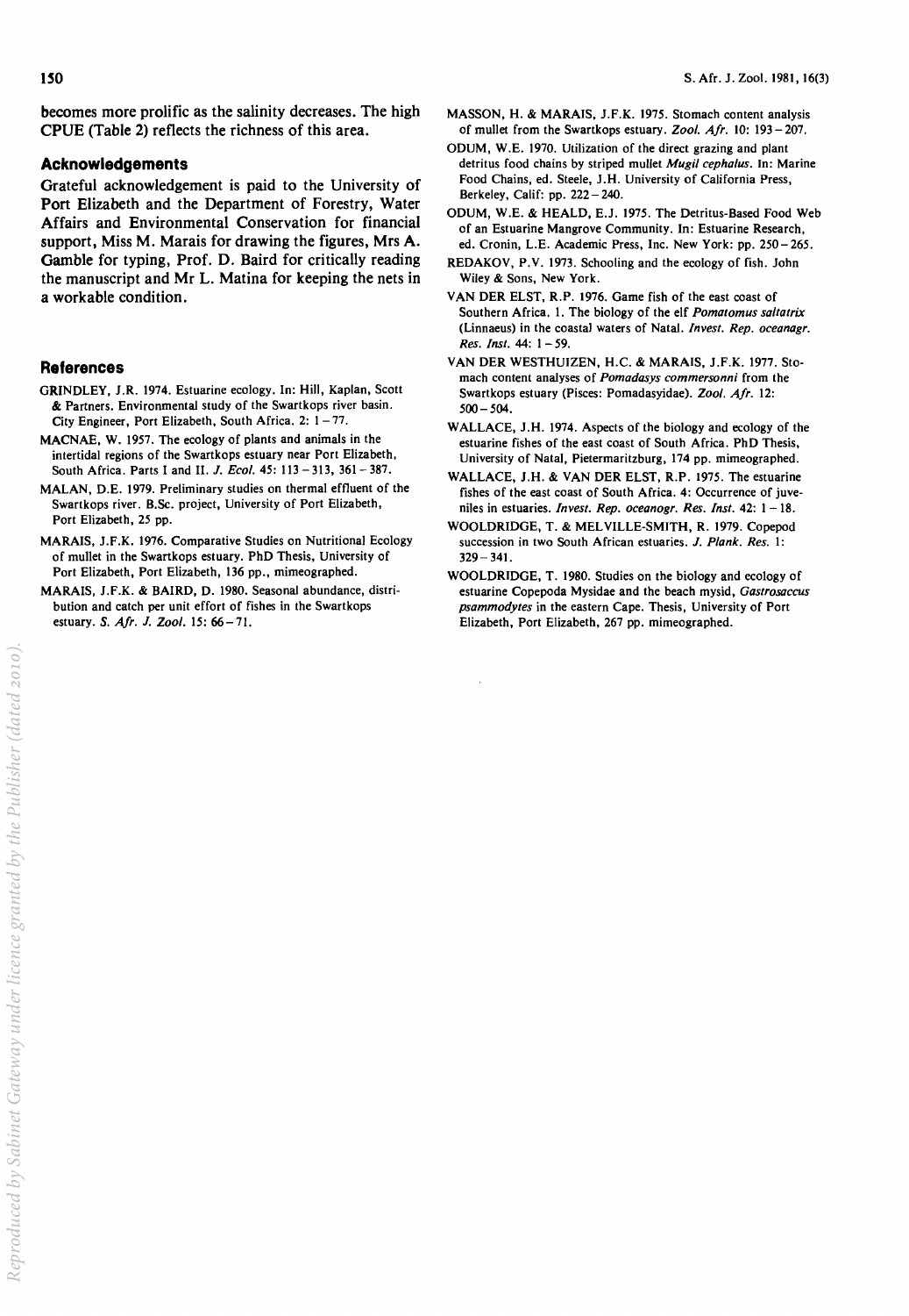becomes more prolific as the salinity decreases. The high CPUE (Table 2) reflects the richness of this area.

## Acknowledgements

Grateful acknowledgement is paid to the University of Port Elizabeth and the Department of Forestry, Water Affairs and Environmental Conservation for financial support, Miss M. Marais for drawing the figures, Mrs A. Gamble for typing, Prof. D. Baird for critically reading the manuscript and Mr L. Matina for keeping the nets in a workable condition.

## References

GRINDLEY, J.R. 1974. Estuarine ecology. In: Hill, Kaplan, Scott & Partners. Environmental study of the Swartkops river basin. City Engineer, Port Elizabeth, South Africa. 2: 1 – 77.

MACNAE, W. 1957. The ecology of plants and animals in the intertidal regions of the Swartkops estuary near Port Elizabeth, South Africa. Parts I and II. *J. Ecol.* 45: 113 – 313, 361 – 387.

MALAN, D.E. 1979. Preliminary studies on thermal effluent of the Swartkops river. B.Sc. project, University of Port Elizabeth, Port Elizabeth, 25 pp.

MARAIS, J.F.K. 1976. Comparative Studies on Nutritional Ecology of mullet in the Swartkops estuary. PhD Thesis, University of Port Elizabeth, Port Elizabeth, 136 pp., mimeographed.

MARAIS, J.F.K. & BAIRD, D. 1980. Seasonal abundance, distribution and catch per unit effort of fishes in the Swartkops estuary. *S. Afr. J. Zool.* 15: 66 – 71.

MASSON, H. & MARAIS, J.F.K. 1975. Stomach content analysis of mullet from the Swartkops estuary. *Zool. Afr.* 10: 193 – 207.

ODUM, W.E. 1970. Utilization of the direct grazing and plant detritus food chains by striped mullet *Mugil cephalus*. In: Marine Food Chains, ed. Steele, J.H. University of California Press, Berkeley, Calif: pp. 222 – 240.

ODUM, W.E. & HEALD, E.J. 1975. The Detritus-Based Food Web of an Estuarine Mangrove Community. In: Estuarine Research, ed. Cronin, L.E. Academic Press, Inc. New York: pp. 250 – 265.

REDAKOV, P.V. 1973. Schooling and the ecology of fish. John Wiley & Sons, New York.

VAN DER ELST, R.P. 1976. Game fish of the east coast of Southern Africa. 1. The biology of the elf *Pomatomus saltatrix* (Linnaeus) in the coastal waters of Natal. *Invest. Rep. oceanogr. Res. Inst.* 44: 1 – 59.

VAN DER WESTHUIZEN, H.C. & MARAIS, J.F.K. 1977. Stomach content analyses of *Pomadasys commersonni* from the Swartkops estuary (Pisces: Pomadasyidae). *Zool. Afr.* 12: 500 – 504.

WALLACE, J.H. 1974. Aspects of the biology and ecology of the estuarine fishes of the east coast of South Africa. PhD Thesis, University of Natal, Pietermaritzburg, 174 pp. mimeographed.

WALLACE, J.H. & VAN DER ELST, R.P. 1975. The estuarine fishes of the east coast of South Africa. 4: Occurrence of juveniles in estuaries. *Invest. Rep. oceanogr. Res. Inst.* 42: 1 – 18.

WOOLDRIDGE, T. & MELVILLE-SMITH, R. 1979. Copepod succession in two South African estuaries. *J. Plank. Res.* 1: 329 – 341.

WOOLDRIDGE, T. 1980. Studies on the biology and ecology of estuarine Copepoda Mysidae and the beach mysid, *Gastrosaccus psammodytes* in the eastern Cape. Thesis, University of Port Elizabeth, Port Elizabeth, 267 pp. mimeographed.